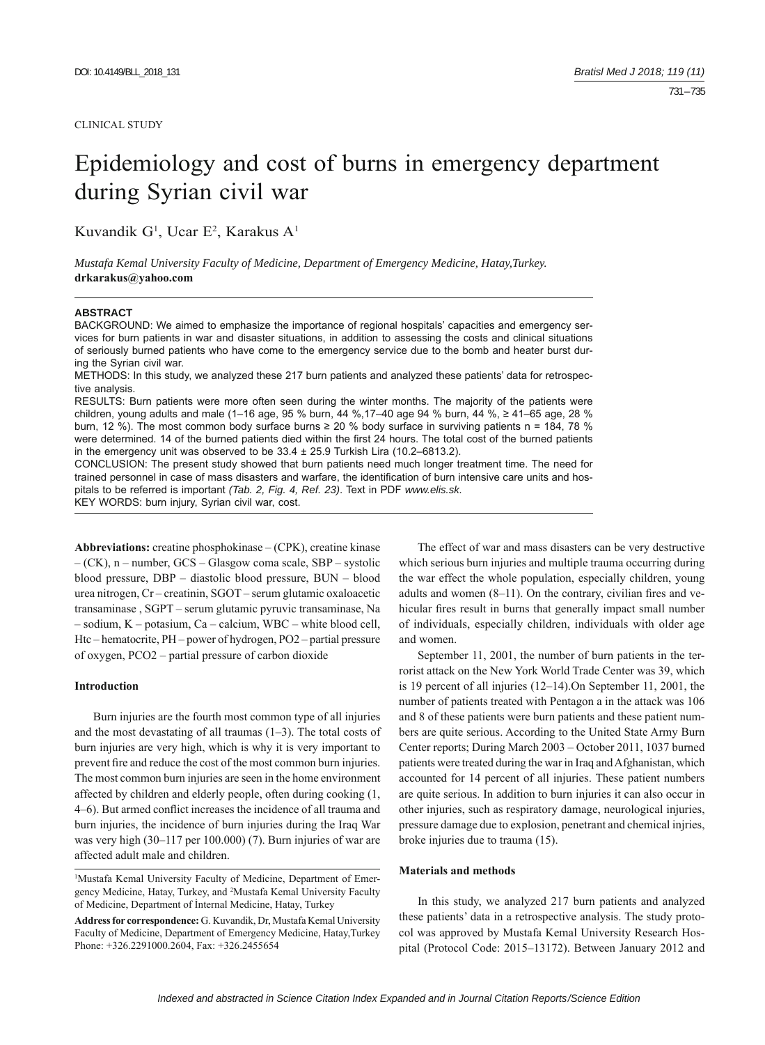CLINICAL STUDY

# Epidemiology and cost of burns in emergency department during Syrian civil war

Kuvandik G[1], Ucar E[2], Karakus A[1]

*Mustafa Kemal University Faculty of Medicine, Department of Emergency Medicine, Hatay,Turkey.*
**drkarakus@yahoo.com**

**ABSTRACT**

BACKGROUND: We aimed to emphasize the importance of regional hospitals' capacities and emergency services for burn patients in war and disaster situations, in addition to assessing the costs and clinical situations of seriously burned patients who have come to the emergency service due to the bomb and heater burst during the Syrian civil war.

METHODS: In this study, we analyzed these 217 burn patients and analyzed these patients' data for retrospective analysis.

RESULTS: Burn patients were more often seen during the winter months. The majority of the patients were children, young adults and male (1–16 age, 95 % burn, 44 %,17–40 age 94 % burn, 44 %, ≥ 41–65 age, 28 % burn, 12 %). The most common body surface burns ≥ 20 % body surface in surviving patients n = 184, 78 % were determined. 14 of the burned patients died within the first 24 hours. The total cost of the burned patients in the emergency unit was observed to be 33.4 ± 25.9 Turkish Lira (10.2–6813.2).

CONCLUSION: The present study showed that burn patients need much longer treatment time. The need for trained personnel in case of mass disasters and warfare, the identification of burn intensive care units and hospitals to be referred is important *(Tab. 2, Fig. 4, Ref. 23)*. Text in PDF *www.elis.sk.*

KEY WORDS: burn injury, Syrian civil war, cost.

**Abbreviations:** creatine phosphokinase – (CPK), creatine kinase – (CK), n – number, GCS – Glasgow coma scale, SBP – systolic blood pressure, DBP – diastolic blood pressure, BUN – blood urea nitrogen, Cr – creatinin, SGOT – serum glutamic oxaloacetic transaminase , SGPT – serum glutamic pyruvic transaminase, Na – sodium, K – potasium, Ca – calcium, WBC – white blood cell, Htc – hematocrite, PH – power of hydrogen, PO2 – partial pressure of oxygen, PCO2 – partial pressure of carbon dioxide

## Introduction

Burn injuries are the fourth most common type of all injuries and the most devastating of all traumas (1–3). The total costs of burn injuries are very high, which is why it is very important to prevent fire and reduce the cost of the most common burn injuries. The most common burn injuries are seen in the home environment affected by children and elderly people, often during cooking (1, 4–6). But armed conflict increases the incidence of all trauma and burn injuries, the incidence of burn injuries during the Iraq War was very high (30–117 per 100.000) (7). Burn injuries of war are affected adult male and children.

The effect of war and mass disasters can be very destructive which serious burn injuries and multiple trauma occurring during the war effect the whole population, especially children, young adults and women (8–11). On the contrary, civilian fires and vehicular fires result in burns that generally impact small number of individuals, especially children, individuals with older age and women.

September 11, 2001, the number of burn patients in the terrorist attack on the New York World Trade Center was 39, which is 19 percent of all injuries (12–14).On September 11, 2001, the number of patients treated with Pentagon a in the attack was 106 and 8 of these patients were burn patients and these patient numbers are quite serious. According to the United State Army Burn Center reports; During March 2003 – October 2011, 1037 burned patients were treated during the war in Iraq and Afghanistan, which accounted for 14 percent of all injuries. These patient numbers are quite serious. In addition to burn injuries it can also occur in other injuries, such as respiratory damage, neurological injuries, pressure damage due to explosion, penetrant and chemical injries, broke injuries due to trauma (15).

## Materials and methods

In this study, we analyzed 217 burn patients and analyzed these patients' data in a retrospective analysis. The study protocol was approved by Mustafa Kemal University Research Hospital (Protocol Code: 2015–13172). Between January 2012 and

[1]Mustafa Kemal University Faculty of Medicine, Department of Emergency Medicine, Hatay, Turkey, and [2]Mustafa Kemal University Faculty of Medicine, Department of İnternal Medicine, Hatay, Turkey

**Address for correspondence:** G. Kuvandik, Dr, Mustafa Kemal University Faculty of Medicine, Department of Emergency Medicine, Hatay,Turkey
Phone: +326.2291000.2604, Fax: +326.2455654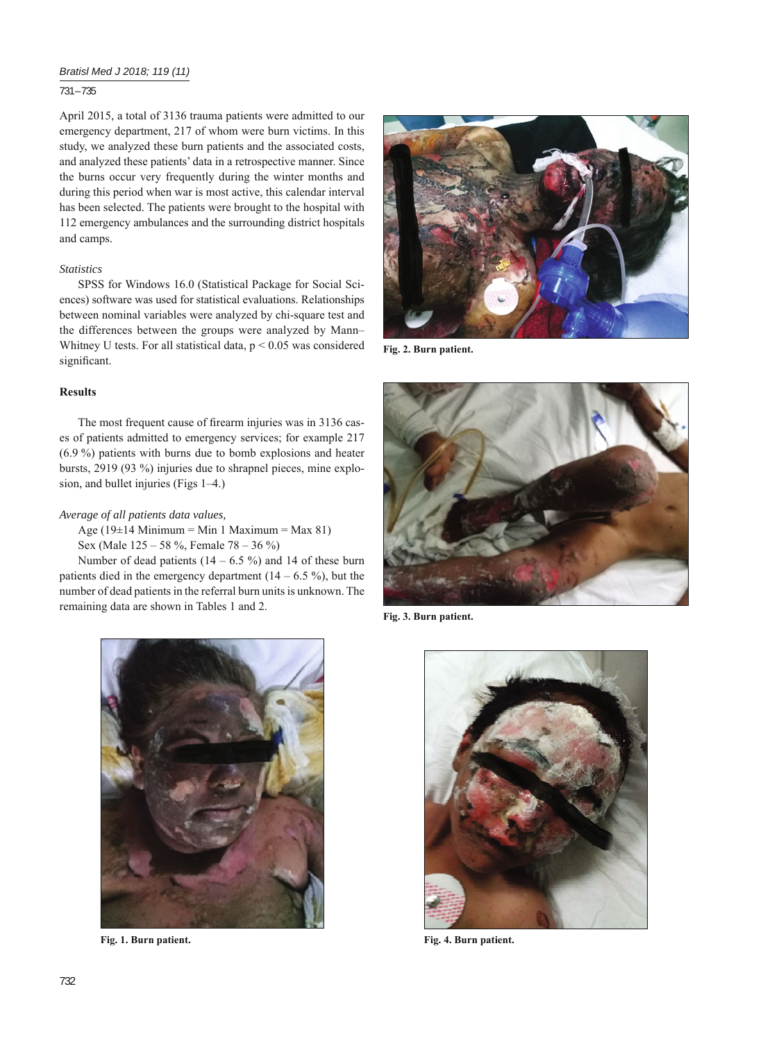April 2015, a total of 3136 trauma patients were admitted to our emergency department, 217 of whom were burn victims. In this study, we analyzed these burn patients and the associated costs, and analyzed these patients' data in a retrospective manner. Since the burns occur very frequently during the winter months and during this period when war is most active, this calendar interval has been selected. The patients were brought to the hospital with 112 emergency ambulances and the surrounding district hospitals and camps.

*Statistics*

SPSS for Windows 16.0 (Statistical Package for Social Sciences) software was used for statistical evaluations. Relationships between nominal variables were analyzed by chi-square test and the differences between the groups were analyzed by Mann–Whitney U tests. For all statistical data, $p < 0.05$ was considered significant.

## Results

The most frequent cause of firearm injuries was in 3136 cases of patients admitted to emergency services; for example 217 (6.9 %) patients with burns due to bomb explosions and heater bursts, 2919 (93 %) injuries due to shrapnel pieces, mine explosion, and bullet injuries (Figs 1–4.)

*Average of all patients data values,*

Age (19±14 Minimum = Min 1 Maximum = Max 81)

Sex (Male 125 – 58 %, Female 78 – 36 %)

Number of dead patients (14 – 6.5 %) and 14 of these burn patients died in the emergency department (14 – 6.5 %), but the number of dead patients in the referral burn units is unknown. The remaining data are shown in Tables 1 and 2.

**Fig. 2. Burn patient.**

**Fig. 3. Burn patient.**

**Fig. 1. Burn patient.**

**Fig. 4. Burn patient.**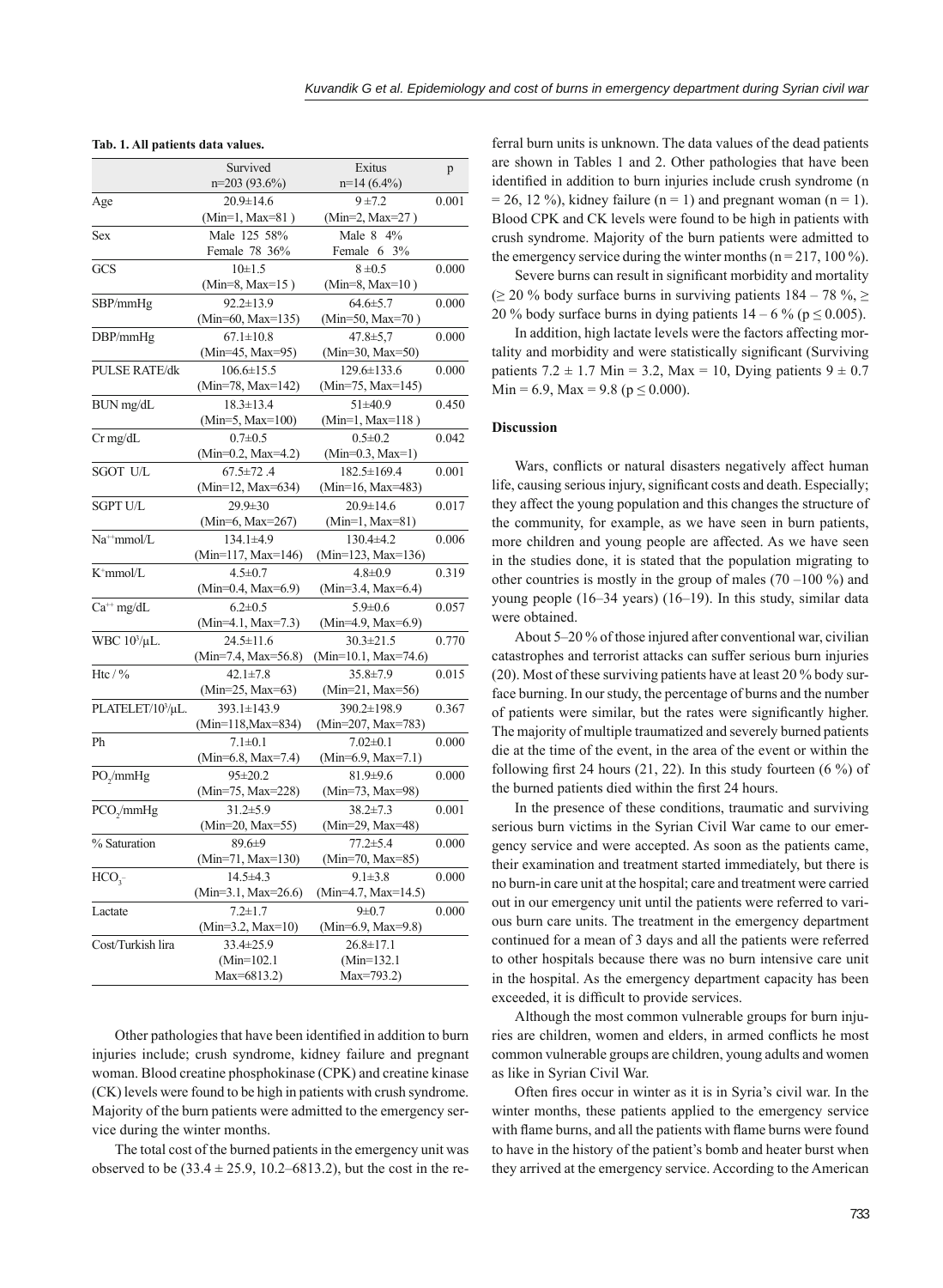**Tab. 1. All patients data values.**

| | Survived n=203 (93.6%) | Exitus n=14 (6.4%) | p |
|---|---|---|---|
| Age | 20.9±14.6 (Min=1, Max=81 ) | 9 ±7.2 (Min=2, Max=27 ) | 0.001 |
| Sex | Male 125 58% Female 78 36% | Male 8 4% Female 6 3% | |
| GCS | 10±1.5 (Min=8, Max=15 ) | 8 ±0.5 (Min=8, Max=10 ) | 0.000 |
| SBP/mmHg | 92.2±13.9 (Min=60, Max=135) | 64.6±5.7 (Min=50, Max=70 ) | 0.000 |
| DBP/mmHg | 67.1±10.8 (Min=45, Max=95) | 47.8±5,7 (Min=30, Max=50) | 0.000 |
| PULSE RATE/dk | 106.6±15.5 (Min=78, Max=142) | 129.6±133.6 (Min=75, Max=145) | 0.000 |
| BUN mg/dL | 18.3±13.4 (Min=5, Max=100) | 51±40.9 (Min=1, Max=118 ) | 0.450 |
| Cr mg/dL | 0.7±0.5 (Min=0.2, Max=4.2) | 0.5±0.2 (Min=0.3, Max=1) | 0.042 |
| SGOT U/L | 67.5±72 .4 (Min=12, Max=634) | 182.5±169.4 (Min=16, Max=483) | 0.001 |
| SGPT U/L | 29.9±30 (Min=6, Max=267) | 20.9±14.6 (Min=1, Max=81) | 0.017 |
| $Na^{++}$mmol/L | 134.1±4.9 (Min=117, Max=146) | 130.4±4.2 (Min=123, Max=136) | 0.006 |
| $K^{+}$mmol/L | 4.5±0.7 (Min=0.4, Max=6.9) | 4.8±0.9 (Min=3.4, Max=6.4) | 0.319 |
| $Ca^{++}$ mg/dL | 6.2±0.5 (Min=4.1, Max=7.3) | 5.9±0.6 (Min=4.9, Max=6.9) | 0.057 |
| WBC $10^3$/μL. | 24.5±11.6 (Min=7.4, Max=56.8) | 30.3±21.5 (Min=10.1, Max=74.6) | 0.770 |
| Htc / % | 42.1±7.8 (Min=25, Max=63) | 35.8±7.9 (Min=21, Max=56) | 0.015 |
| PLATELET/$10^3$/μL. | 393.1±143.9 (Min=118,Max=834) | 390.2±198.9 (Min=207, Max=783) | 0.367 |
| Ph | 7.1±0.1 (Min=6.8, Max=7.4) | 7.02±0.1 (Min=6.9, Max=7.1) | 0.000 |
| $PO_2$/mmHg | 95±20.2 (Min=75, Max=228) | 81.9±9.6 (Min=73, Max=98) | 0.000 |
| $PCO_2$/mmHg | 31.2±5.9 (Min=20, Max=55) | 38.2±7.3 (Min=29, Max=48) | 0.001 |
| % Saturation | 89.6±9 (Min=71, Max=130) | 77.2±5.4 (Min=70, Max=85) | 0.000 |
| $HCO_3^-$ | 14.5±4.3 (Min=3.1, Max=26.6) | 9.1±3.8 (Min=4.7, Max=14.5) | 0.000 |
| Lactate | 7.2±1.7 (Min=3.2, Max=10) | 9±0.7 (Min=6.9, Max=9.8) | 0.000 |
| Cost/Turkish lira | 33.4±25.9 (Min=102.1 Max=6813.2) | 26.8±17.1 (Min=132.1 Max=793.2) | |

Other pathologies that have been identified in addition to burn injuries include; crush syndrome, kidney failure and pregnant woman. Blood creatine phosphokinase (CPK) and creatine kinase (CK) levels were found to be high in patients with crush syndrome. Majority of the burn patients were admitted to the emergency service during the winter months.

The total cost of the burned patients in the emergency unit was observed to be (33.4 ± 25.9, 10.2–6813.2), but the cost in the referral burn units is unknown. The data values of the dead patients are shown in Tables 1 and 2. Other pathologies that have been identified in addition to burn injuries include crush syndrome (n = 26, 12 %), kidney failure (n = 1) and pregnant woman (n = 1). Blood CPK and CK levels were found to be high in patients with crush syndrome. Majority of the burn patients were admitted to the emergency service during the winter months (n = 217, 100 %).

Severe burns can result in significant morbidity and mortality (≥ 20 % body surface burns in surviving patients 184 – 78 %, ≥ 20 % body surface burns in dying patients 14 – 6 % ($p \leq 0.005$).

In addition, high lactate levels were the factors affecting mortality and morbidity and were statistically significant (Surviving patients 7.2 ± 1.7 Min = 3.2, Max = 10, Dying patients 9 ± 0.7 Min = 6.9, Max = 9.8 ($p \leq 0.000$).

## Discussion

Wars, conflicts or natural disasters negatively affect human life, causing serious injury, significant costs and death. Especially; they affect the young population and this changes the structure of the community, for example, as we have seen in burn patients, more children and young people are affected. As we have seen in the studies done, it is stated that the population migrating to other countries is mostly in the group of males (70 –100 %) and young people (16–34 years) (16–19). In this study, similar data were obtained.

About 5–20 % of those injured after conventional war, civilian catastrophes and terrorist attacks can suffer serious burn injuries (20). Most of these surviving patients have at least 20 % body surface burning. In our study, the percentage of burns and the number of patients were similar, but the rates were significantly higher. The majority of multiple traumatized and severely burned patients die at the time of the event, in the area of the event or within the following first 24 hours (21, 22). In this study fourteen (6 %) of the burned patients died within the first 24 hours.

In the presence of these conditions, traumatic and surviving serious burn victims in the Syrian Civil War came to our emergency service and were accepted. As soon as the patients came, their examination and treatment started immediately, but there is no burn-in care unit at the hospital; care and treatment were carried out in our emergency unit until the patients were referred to various burn care units. The treatment in the emergency department continued for a mean of 3 days and all the patients were referred to other hospitals because there was no burn intensive care unit in the hospital. As the emergency department capacity has been exceeded, it is difficult to provide services.

Although the most common vulnerable groups for burn injuries are children, women and elders, in armed conflicts he most common vulnerable groups are children, young adults and women as like in Syrian Civil War.

Often fires occur in winter as it is in Syria's civil war. In the winter months, these patients applied to the emergency service with flame burns, and all the patients with flame burns were found to have in the history of the patient's bomb and heater burst when they arrived at the emergency service. According to the American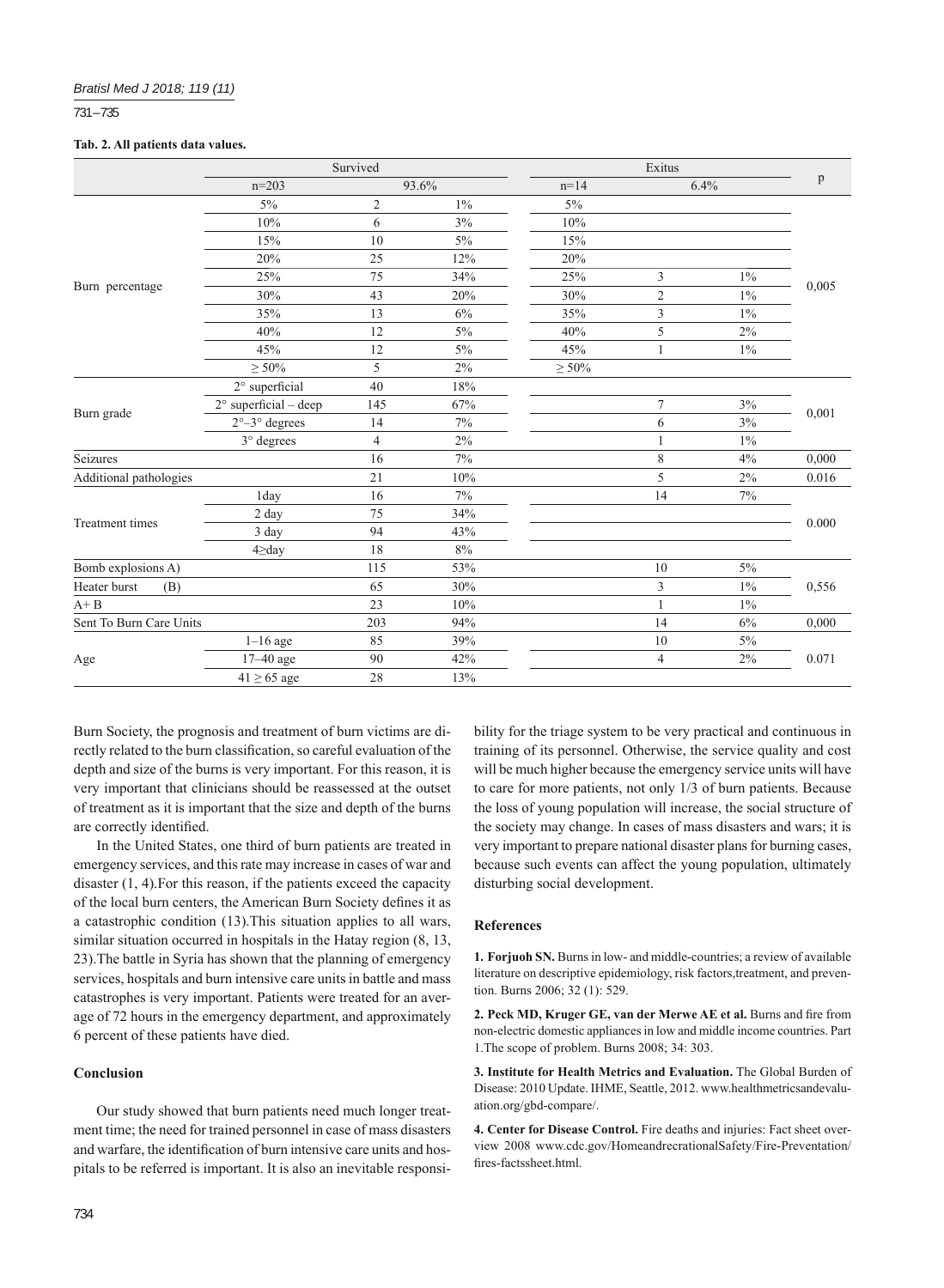**Tab. 2. All patients data values.**

| | Survived | | | Exitus | | | p |
|---|---|---|---|---|---|---|---|
| | n=203 | 93.6% | | n=14 | 6.4% | | |
| Burn percentage | 5% | 2 | 1% | 5% | | | 0,005 |
| | 10% | 6 | 3% | 10% | | | |
| | 15% | 10 | 5% | 15% | | | |
| | 20% | 25 | 12% | 20% | | | |
| | 25% | 75 | 34% | 25% | 3 | 1% | |
| | 30% | 43 | 20% | 30% | 2 | 1% | |
| | 35% | 13 | 6% | 35% | 3 | 1% | |
| | 40% | 12 | 5% | 40% | 5 | 2% | |
| | 45% | 12 | 5% | 45% | 1 | 1% | |
| | ≥ 50% | 5 | 2% | ≥ 50% | | | |
| Burn grade | 2° superficial | 40 | 18% | | | | 0,001 |
| | 2° superficial – deep | 145 | 67% | | 7 | 3% | |
| | 2°–3° degrees | 14 | 7% | | 6 | 3% | |
| | 3° degrees | 4 | 2% | | 1 | 1% | |
| Seizures | | 16 | 7% | | 8 | 4% | 0,000 |
| Additional pathologies | | 21 | 10% | | 5 | 2% | 0.016 |
| Treatment times | 1day | 16 | 7% | | 14 | 7% | 0.000 |
| | 2 day | 75 | 34% | | | | |
| | 3 day | 94 | 43% | | | | |
| | 4≥day | 18 | 8% | | | | |
| Bomb explosions A) | | 115 | 53% | | 10 | 5% | 0,556 |
| Heater burst (B) | | 65 | 30% | | 3 | 1% | |
| A+ B | | 23 | 10% | | 1 | 1% | |
| Sent To Burn Care Units | | 203 | 94% | | 14 | 6% | 0,000 |
| Age | 1–16 age | 85 | 39% | | 10 | 5% | 0.071 |
| | 17–40 age | 90 | 42% | | 4 | 2% | |
| | 41 ≥ 65 age | 28 | 13% | | | | |

Burn Society, the prognosis and treatment of burn victims are directly related to the burn classification, so careful evaluation of the depth and size of the burns is very important. For this reason, it is very important that clinicians should be reassessed at the outset of treatment as it is important that the size and depth of the burns are correctly identified.

In the United States, one third of burn patients are treated in emergency services, and this rate may increase in cases of war and disaster (1, 4).For this reason, if the patients exceed the capacity of the local burn centers, the American Burn Society defines it as a catastrophic condition (13).This situation applies to all wars, similar situation occurred in hospitals in the Hatay region (8, 13, 23).The battle in Syria has shown that the planning of emergency services, hospitals and burn intensive care units in battle and mass catastrophes is very important. Patients were treated for an average of 72 hours in the emergency department, and approximately 6 percent of these patients have died.

## Conclusion

Our study showed that burn patients need much longer treatment time; the need for trained personnel in case of mass disasters and warfare, the identification of burn intensive care units and hospitals to be referred is important. It is also an inevitable responsibility for the triage system to be very practical and continuous in training of its personnel. Otherwise, the service quality and cost will be much higher because the emergency service units will have to care for more patients, not only 1/3 of burn patients. Because the loss of young population will increase, the social structure of the society may change. In cases of mass disasters and wars; it is very important to prepare national disaster plans for burning cases, because such events can affect the young population, ultimately disturbing social development.

## References

**1. Forjuoh SN.** Burns in low- and middle-countries; a review of available literature on descriptive epidemiology, risk factors,treatment, and prevention. Burns 2006; 32 (1): 529.

**2. Peck MD, Kruger GE, van der Merwe AE et al.** Burns and fire from non-electric domestic appliances in low and middle income countries. Part 1.The scope of problem. Burns 2008; 34: 303.

**3. Institute for Health Metrics and Evaluation.** The Global Burden of Disease: 2010 Update. IHME, Seattle, 2012. www.healthmetricsandevaluation.org/gbd-compare/.

**4. Center for Disease Control.** Fire deaths and injuries: Fact sheet overview 2008 www.cdc.gov/HomeandrecrationalSafety/Fire-Preventation/fires-factssheet.html.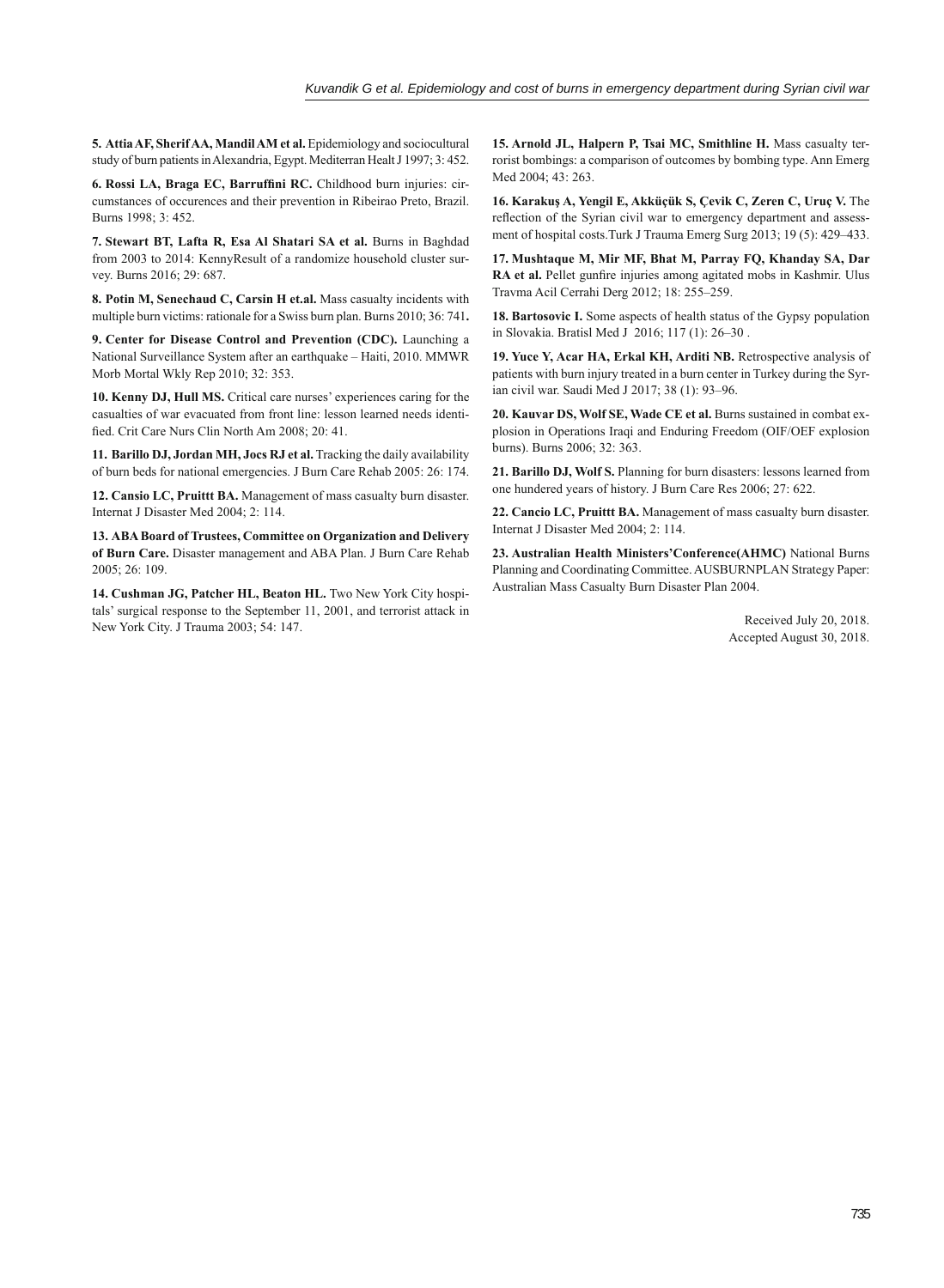**5. Attia AF, Sherif AA, Mandil AM et al.** Epidemiology and sociocultural study of burn patients in Alexandria, Egypt. Mediterran Healt J 1997; 3: 452.

**6. Rossi LA, Braga EC, Barruffini RC.** Childhood burn injuries: circumstances of occurences and their prevention in Ribeirao Preto, Brazil. Burns 1998; 3: 452.

**7. Stewart BT, Lafta R, Esa Al Shatari SA et al.** Burns in Baghdad from 2003 to 2014: KennyResult of a randomize household cluster survey. Burns 2016; 29: 687.

**8. Potin M, Senechaud C, Carsin H et.al.** Mass casualty incidents with multiple burn victims: rationale for a Swiss burn plan. Burns 2010; 36: 741**.**

**9. Center for Disease Control and Prevention (CDC).** Launching a National Surveillance System after an earthquake – Haiti, 2010. MMWR Morb Mortal Wkly Rep 2010; 32: 353.

**10. Kenny DJ, Hull MS.** Critical care nurses' experiences caring for the casualties of war evacuated from front line: lesson learned needs identified. Crit Care Nurs Clin North Am 2008; 20: 41.

**11. Barillo DJ, Jordan MH, Jocs RJ et al.** Tracking the daily availability of burn beds for national emergencies. J Burn Care Rehab 2005: 26: 174.

**12. Cansio LC, Pruittt BA.** Management of mass casualty burn disaster. Internat J Disaster Med 2004; 2: 114.

**13. ABA Board of Trustees, Committee on Organization and Delivery of Burn Care.** Disaster management and ABA Plan. J Burn Care Rehab 2005; 26: 109.

**14. Cushman JG, Patcher HL, Beaton HL.** Two New York City hospitals' surgical response to the September 11, 2001, and terrorist attack in New York City. J Trauma 2003; 54: 147.

**15. Arnold JL, Halpern P, Tsai MC, Smithline H.** Mass casualty terrorist bombings: a comparison of outcomes by bombing type. Ann Emerg Med 2004; 43: 263.

**16. Karakuş A, Yengil E, Akküçük S, Çevik C, Zeren C, Uruç V.** The reflection of the Syrian civil war to emergency department and assessment of hospital costs.Turk J Trauma Emerg Surg 2013; 19 (5): 429–433.

**17. Mushtaque M, Mir MF, Bhat M, Parray FQ, Khanday SA, Dar RA et al.** Pellet gunfire injuries among agitated mobs in Kashmir. Ulus Travma Acil Cerrahi Derg 2012; 18: 255–259.

**18. Bartosovic I.** Some aspects of health status of the Gypsy population in Slovakia. Bratisl Med J 2016; 117 (1): 26–30 .

**19. Yuce Y, Acar HA, Erkal KH, Arditi NB.** Retrospective analysis of patients with burn injury treated in a burn center in Turkey during the Syrian civil war. Saudi Med J 2017; 38 (1): 93–96.

**20. Kauvar DS, Wolf SE, Wade CE et al.** Burns sustained in combat explosion in Operations Iraqi and Enduring Freedom (OIF/OEF explosion burns). Burns 2006; 32: 363.

**21. Barillo DJ, Wolf S.** Planning for burn disasters: lessons learned from one hundered years of history. J Burn Care Res 2006; 27: 622.

**22. Cancio LC, Pruittt BA.** Management of mass casualty burn disaster. Internat J Disaster Med 2004; 2: 114.

**23. Australian Health Ministers'Conference(AHMC)** National Burns Planning and Coordinating Committee. AUSBURNPLAN Strategy Paper: Australian Mass Casualty Burn Disaster Plan 2004.

Received July 20, 2018.
Accepted August 30, 2018.